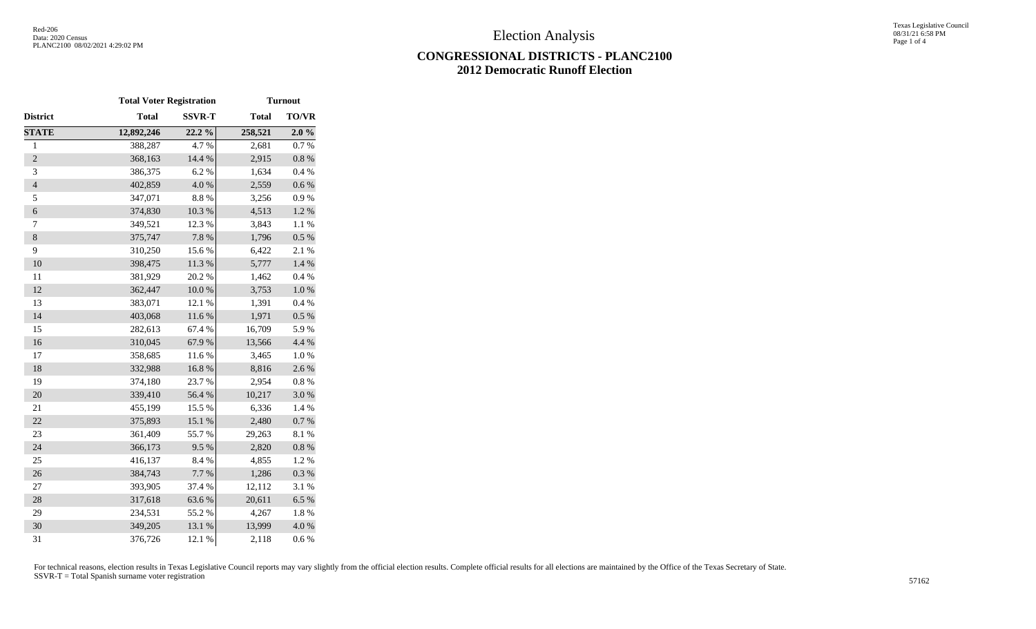Red-206
Data: 2020 Census
PLANC2100 08/02/2021 4:29:02 PM

# Election Analysis

## CONGRESSIONAL DISTRICTS - PLANC2100
## 2012 Democratic Runoff Election

| | Total Voter Registration | | Turnout | |
|---|---|---|---|---|
| District | Total | SSVR-T | Total | TO/VR |
| **STATE** | **12,892,246** | **22.2 %** | **258,521** | **2.0 %** |
| 1 | 388,287 | 4.7 % | 2,681 | 0.7 % |
| 2 | 368,163 | 14.4 % | 2,915 | 0.8 % |
| 3 | 386,375 | 6.2 % | 1,634 | 0.4 % |
| 4 | 402,859 | 4.0 % | 2,559 | 0.6 % |
| 5 | 347,071 | 8.8 % | 3,256 | 0.9 % |
| 6 | 374,830 | 10.3 % | 4,513 | 1.2 % |
| 7 | 349,521 | 12.3 % | 3,843 | 1.1 % |
| 8 | 375,747 | 7.8 % | 1,796 | 0.5 % |
| 9 | 310,250 | 15.6 % | 6,422 | 2.1 % |
| 10 | 398,475 | 11.3 % | 5,777 | 1.4 % |
| 11 | 381,929 | 20.2 % | 1,462 | 0.4 % |
| 12 | 362,447 | 10.0 % | 3,753 | 1.0 % |
| 13 | 383,071 | 12.1 % | 1,391 | 0.4 % |
| 14 | 403,068 | 11.6 % | 1,971 | 0.5 % |
| 15 | 282,613 | 67.4 % | 16,709 | 5.9 % |
| 16 | 310,045 | 67.9 % | 13,566 | 4.4 % |
| 17 | 358,685 | 11.6 % | 3,465 | 1.0 % |
| 18 | 332,988 | 16.8 % | 8,816 | 2.6 % |
| 19 | 374,180 | 23.7 % | 2,954 | 0.8 % |
| 20 | 339,410 | 56.4 % | 10,217 | 3.0 % |
| 21 | 455,199 | 15.5 % | 6,336 | 1.4 % |
| 22 | 375,893 | 15.1 % | 2,480 | 0.7 % |
| 23 | 361,409 | 55.7 % | 29,263 | 8.1 % |
| 24 | 366,173 | 9.5 % | 2,820 | 0.8 % |
| 25 | 416,137 | 8.4 % | 4,855 | 1.2 % |
| 26 | 384,743 | 7.7 % | 1,286 | 0.3 % |
| 27 | 393,905 | 37.4 % | 12,112 | 3.1 % |
| 28 | 317,618 | 63.6 % | 20,611 | 6.5 % |
| 29 | 234,531 | 55.2 % | 4,267 | 1.8 % |
| 30 | 349,205 | 13.1 % | 13,999 | 4.0 % |
| 31 | 376,726 | 12.1 % | 2,118 | 0.6 % |

For technical reasons, election results in Texas Legislative Council reports may vary slightly from the official election results. Complete official results for all elections are maintained by the Office of the Texas Secretary of State.
SSVR-T = Total Spanish surname voter registration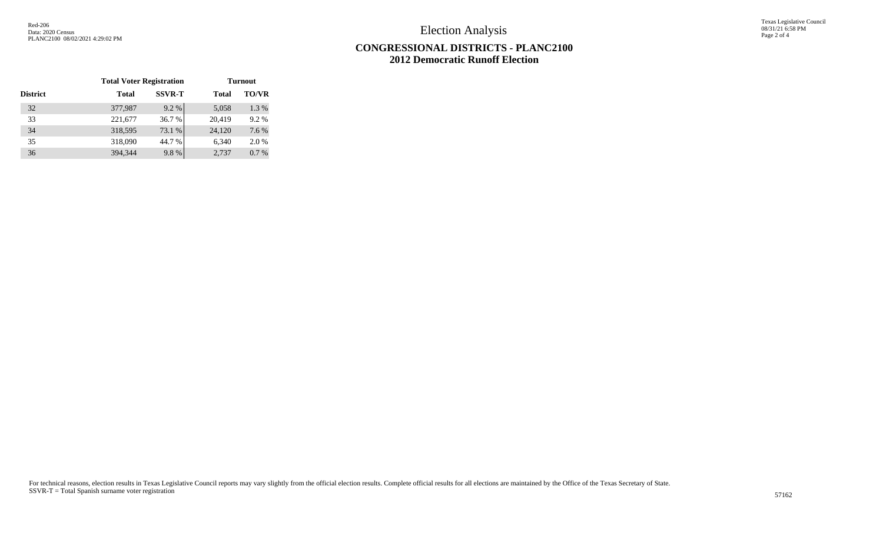# Election Analysis

## CONGRESSIONAL DISTRICTS - PLANC2100
## 2012 Democratic Runoff Election

| | Total Voter Registration | | Turnout | |
|---|---|---|---|---|
| **District** | **Total** | **SSVR-T** | **Total** | **TO/VR** |
| 32 | 377,987 | 9.2 % | 5,058 | 1.3 % |
| 33 | 221,677 | 36.7 % | 20,419 | 9.2 % |
| 34 | 318,595 | 73.1 % | 24,120 | 7.6 % |
| 35 | 318,090 | 44.7 % | 6,340 | 2.0 % |
| 36 | 394,344 | 9.8 % | 2,737 | 0.7 % |

For technical reasons, election results in Texas Legislative Council reports may vary slightly from the official election results. Complete official results for all elections are maintained by the Office of the Texas Secretary of State.
SSVR-T = Total Spanish surname voter registration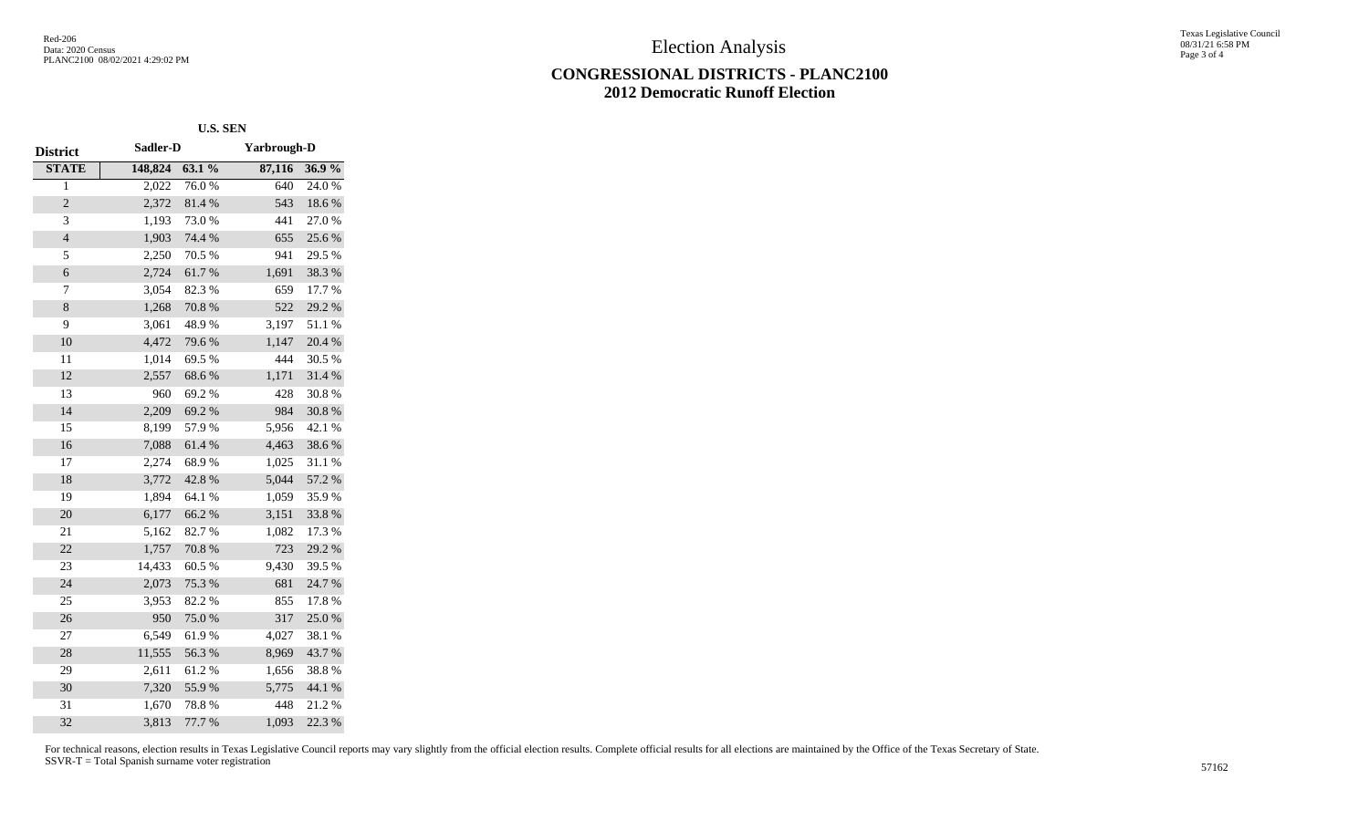# Election Analysis

## CONGRESSIONAL DISTRICTS - PLANC2100
## 2012 Democratic Runoff Election

| District | U.S. SEN | | | |
|---|---|---|---|---|
| | Sadler-D | | Yarbrough-D | |
| STATE | 148,824 | 63.1 % | 87,116 | 36.9 % |
| 1 | 2,022 | 76.0 % | 640 | 24.0 % |
| 2 | 2,372 | 81.4 % | 543 | 18.6 % |
| 3 | 1,193 | 73.0 % | 441 | 27.0 % |
| 4 | 1,903 | 74.4 % | 655 | 25.6 % |
| 5 | 2,250 | 70.5 % | 941 | 29.5 % |
| 6 | 2,724 | 61.7 % | 1,691 | 38.3 % |
| 7 | 3,054 | 82.3 % | 659 | 17.7 % |
| 8 | 1,268 | 70.8 % | 522 | 29.2 % |
| 9 | 3,061 | 48.9 % | 3,197 | 51.1 % |
| 10 | 4,472 | 79.6 % | 1,147 | 20.4 % |
| 11 | 1,014 | 69.5 % | 444 | 30.5 % |
| 12 | 2,557 | 68.6 % | 1,171 | 31.4 % |
| 13 | 960 | 69.2 % | 428 | 30.8 % |
| 14 | 2,209 | 69.2 % | 984 | 30.8 % |
| 15 | 8,199 | 57.9 % | 5,956 | 42.1 % |
| 16 | 7,088 | 61.4 % | 4,463 | 38.6 % |
| 17 | 2,274 | 68.9 % | 1,025 | 31.1 % |
| 18 | 3,772 | 42.8 % | 5,044 | 57.2 % |
| 19 | 1,894 | 64.1 % | 1,059 | 35.9 % |
| 20 | 6,177 | 66.2 % | 3,151 | 33.8 % |
| 21 | 5,162 | 82.7 % | 1,082 | 17.3 % |
| 22 | 1,757 | 70.8 % | 723 | 29.2 % |
| 23 | 14,433 | 60.5 % | 9,430 | 39.5 % |
| 24 | 2,073 | 75.3 % | 681 | 24.7 % |
| 25 | 3,953 | 82.2 % | 855 | 17.8 % |
| 26 | 950 | 75.0 % | 317 | 25.0 % |
| 27 | 6,549 | 61.9 % | 4,027 | 38.1 % |
| 28 | 11,555 | 56.3 % | 8,969 | 43.7 % |
| 29 | 2,611 | 61.2 % | 1,656 | 38.8 % |
| 30 | 7,320 | 55.9 % | 5,775 | 44.1 % |
| 31 | 1,670 | 78.8 % | 448 | 21.2 % |
| 32 | 3,813 | 77.7 % | 1,093 | 22.3 % |

For technical reasons, election results in Texas Legislative Council reports may vary slightly from the official election results. Complete official results for all elections are maintained by the Office of the Texas Secretary of State.
SSVR-T = Total Spanish surname voter registration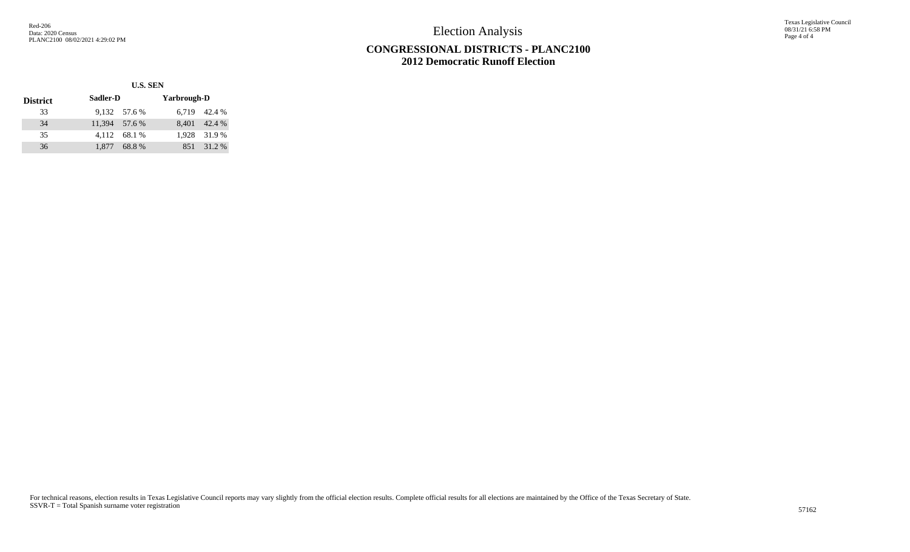# Election Analysis

## CONGRESSIONAL DISTRICTS - PLANC2100
## 2012 Democratic Runoff Election

| District | U.S. SEN | | | |
|---|---|---|---|---|
| | Sadler-D | | Yarbrough-D | |
| 33 | 9,132 | 57.6 % | 6,719 | 42.4 % |
| 34 | 11,394 | 57.6 % | 8,401 | 42.4 % |
| 35 | 4,112 | 68.1 % | 1,928 | 31.9 % |
| 36 | 1,877 | 68.8 % | 851 | 31.2 % |

For technical reasons, election results in Texas Legislative Council reports may vary slightly from the official election results. Complete official results for all elections are maintained by the Office of the Texas Secretary of State.
SSVR-T = Total Spanish surname voter registration